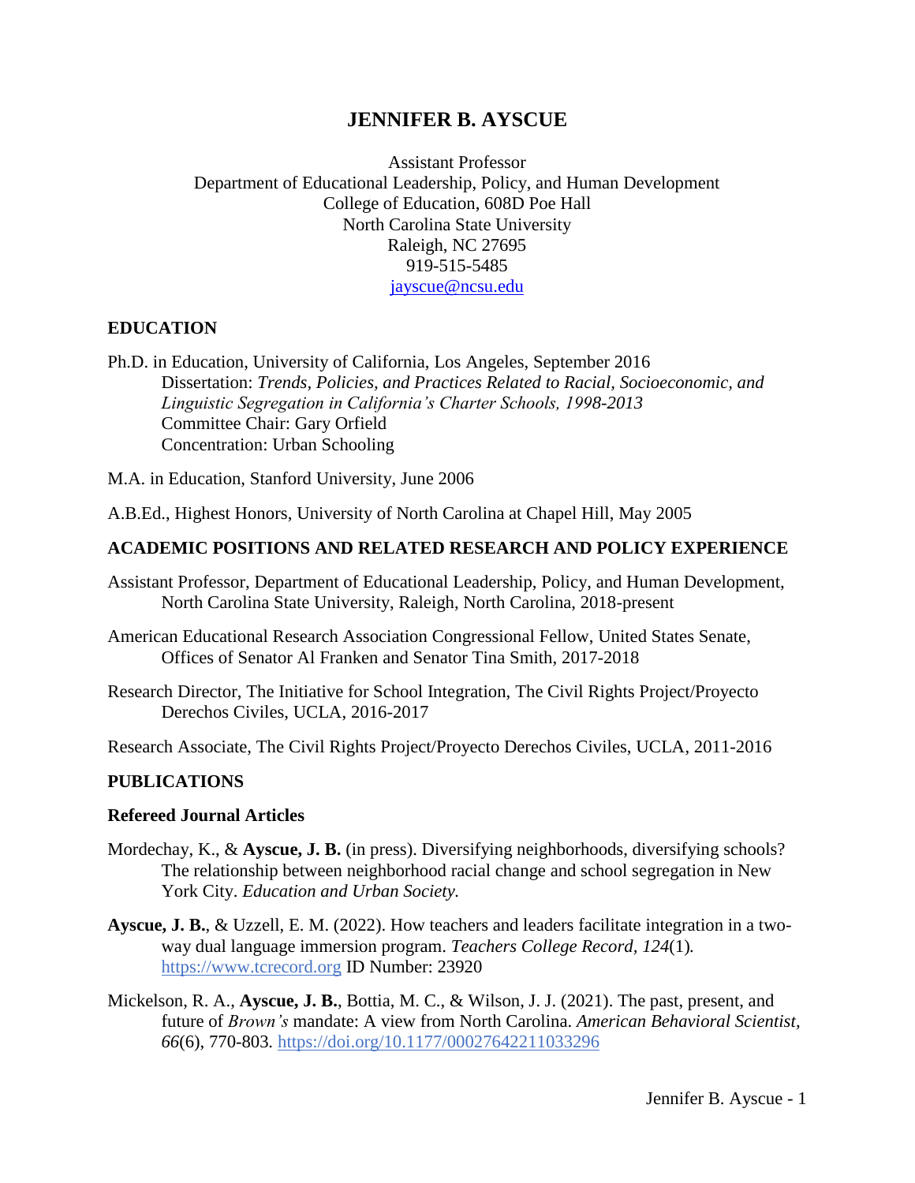# JENNIFER B. AYSCUE

Assistant Professor  
Department of Educational Leadership, Policy, and Human Development  
College of Education, 608D Poe Hall  
North Carolina State University  
Raleigh, NC 27695  
919-515-5485  
jayscue@ncsu.edu

## EDUCATION

Ph.D. in Education, University of California, Los Angeles, September 2016  
Dissertation: *Trends, Policies, and Practices Related to Racial, Socioeconomic, and Linguistic Segregation in California's Charter Schools, 1998-2013*  
Committee Chair: Gary Orfield  
Concentration: Urban Schooling

M.A. in Education, Stanford University, June 2006

A.B.Ed., Highest Honors, University of North Carolina at Chapel Hill, May 2005

## ACADEMIC POSITIONS AND RELATED RESEARCH AND POLICY EXPERIENCE

Assistant Professor, Department of Educational Leadership, Policy, and Human Development, North Carolina State University, Raleigh, North Carolina, 2018-present

American Educational Research Association Congressional Fellow, United States Senate, Offices of Senator Al Franken and Senator Tina Smith, 2017-2018

Research Director, The Initiative for School Integration, The Civil Rights Project/Proyecto Derechos Civiles, UCLA, 2016-2017

Research Associate, The Civil Rights Project/Proyecto Derechos Civiles, UCLA, 2011-2016

## PUBLICATIONS

### Refereed Journal Articles

Mordechay, K., & **Ayscue, J. B.** (in press). Diversifying neighborhoods, diversifying schools? The relationship between neighborhood racial change and school segregation in New York City. *Education and Urban Society.*

**Ayscue, J. B.**, & Uzzell, E. M. (2022). How teachers and leaders facilitate integration in a two-way dual language immersion program. *Teachers College Record, 124*(1)*.* https://www.tcrecord.org ID Number: 23920

Mickelson, R. A., **Ayscue, J. B.**, Bottia, M. C., & Wilson, J. J. (2021). The past, present, and future of *Brown's* mandate: A view from North Carolina. *American Behavioral Scientist, 66*(6), 770-803. https://doi.org/10.1177/00027642211033296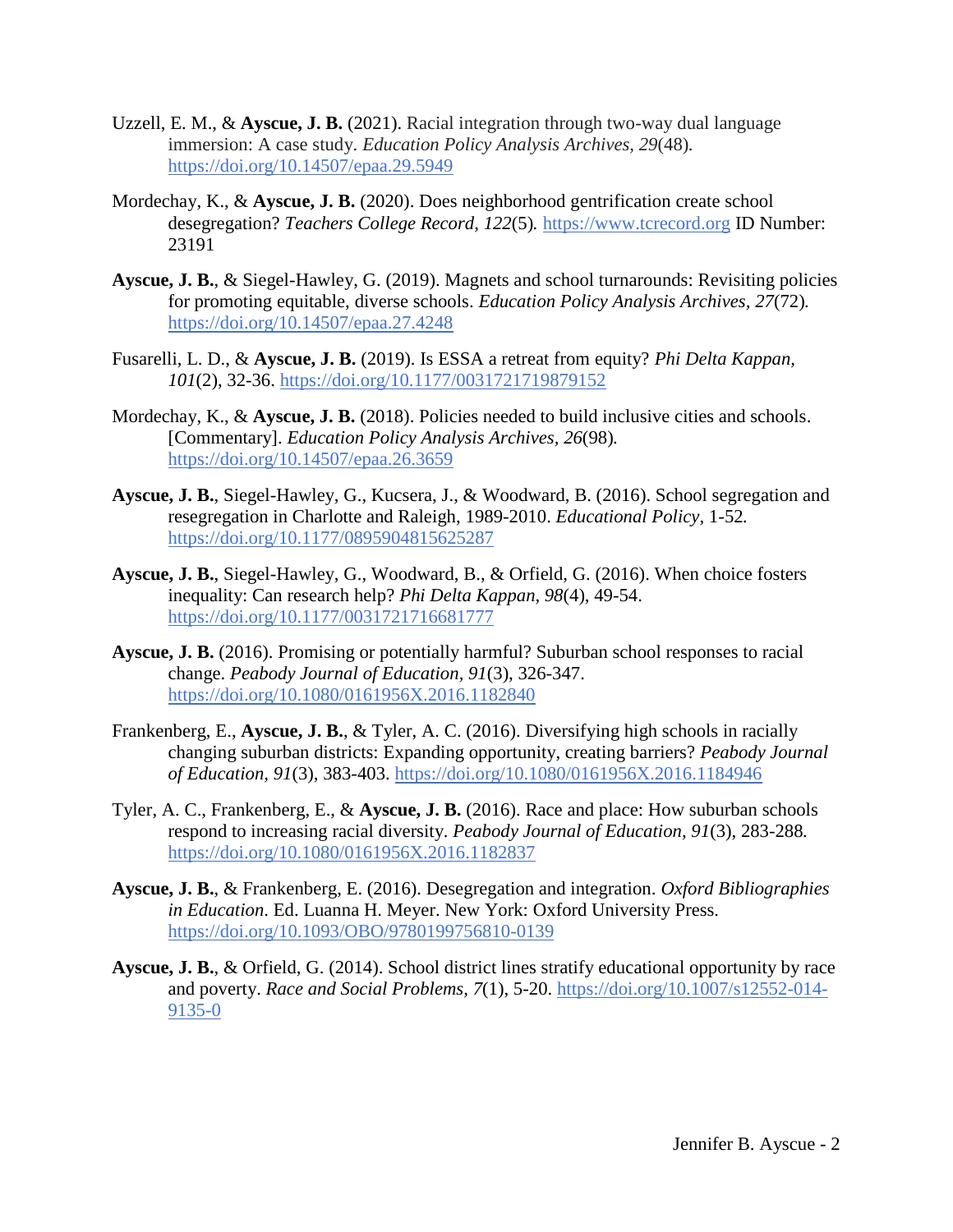Uzzell, E. M., & **Ayscue, J. B.** (2021). Racial integration through two-way dual language immersion: A case study. *Education Policy Analysis Archives, 29*(48). https://doi.org/10.14507/epaa.29.5949

Mordechay, K., & **Ayscue, J. B.** (2020). Does neighborhood gentrification create school desegregation? *Teachers College Record, 122*(5). https://www.tcrecord.org ID Number: 23191

**Ayscue, J. B.**, & Siegel-Hawley, G. (2019). Magnets and school turnarounds: Revisiting policies for promoting equitable, diverse schools. *Education Policy Analysis Archives, 27*(72). https://doi.org/10.14507/epaa.27.4248

Fusarelli, L. D., & **Ayscue, J. B.** (2019). Is ESSA a retreat from equity? *Phi Delta Kappan, 101*(2), 32-36. https://doi.org/10.1177/0031721719879152

Mordechay, K., & **Ayscue, J. B.** (2018). Policies needed to build inclusive cities and schools. [Commentary]. *Education Policy Analysis Archives, 26*(98). https://doi.org/10.14507/epaa.26.3659

**Ayscue, J. B.**, Siegel-Hawley, G., Kucsera, J., & Woodward, B. (2016). School segregation and resegregation in Charlotte and Raleigh, 1989-2010. *Educational Policy*, 1-52. https://doi.org/10.1177/0895904815625287

**Ayscue, J. B.**, Siegel-Hawley, G., Woodward, B., & Orfield, G. (2016). When choice fosters inequality: Can research help? *Phi Delta Kappan, 98*(4), 49-54. https://doi.org/10.1177/0031721716681777

**Ayscue, J. B.** (2016). Promising or potentially harmful? Suburban school responses to racial change. *Peabody Journal of Education, 91*(3), 326-347. https://doi.org/10.1080/0161956X.2016.1182840

Frankenberg, E., **Ayscue, J. B.**, & Tyler, A. C. (2016). Diversifying high schools in racially changing suburban districts: Expanding opportunity, creating barriers? *Peabody Journal of Education, 91*(3), 383-403. https://doi.org/10.1080/0161956X.2016.1184946

Tyler, A. C., Frankenberg, E., & **Ayscue, J. B.** (2016). Race and place: How suburban schools respond to increasing racial diversity. *Peabody Journal of Education, 91*(3), 283-288. https://doi.org/10.1080/0161956X.2016.1182837

**Ayscue, J. B.**, & Frankenberg, E. (2016). Desegregation and integration. *Oxford Bibliographies in Education*. Ed. Luanna H. Meyer. New York: Oxford University Press. https://doi.org/10.1093/OBO/9780199756810-0139

**Ayscue, J. B.**, & Orfield, G. (2014). School district lines stratify educational opportunity by race and poverty. *Race and Social Problems, 7*(1), 5-20. https://doi.org/10.1007/s12552-014-9135-0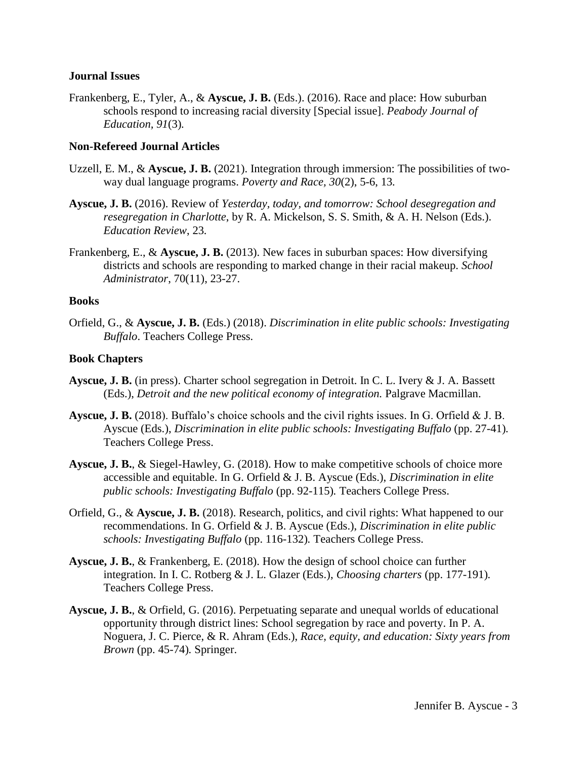### Journal Issues

Frankenberg, E., Tyler, A., & **Ayscue, J. B.** (Eds.). (2016). Race and place: How suburban schools respond to increasing racial diversity [Special issue]. *Peabody Journal of Education, 91*(3).

### Non-Refereed Journal Articles

Uzzell, E. M., & **Ayscue, J. B.** (2021). Integration through immersion: The possibilities of two-way dual language programs. *Poverty and Race, 30*(2), 5-6, 13.

**Ayscue, J. B.** (2016). Review of *Yesterday, today, and tomorrow: School desegregation and resegregation in Charlotte*, by R. A. Mickelson, S. S. Smith, & A. H. Nelson (Eds.). *Education Review*, 23.

Frankenberg, E., & **Ayscue, J. B.** (2013). New faces in suburban spaces: How diversifying districts and schools are responding to marked change in their racial makeup. *School Administrator*, 70(11), 23-27.

### Books

Orfield, G., & **Ayscue, J. B.** (Eds.) (2018). *Discrimination in elite public schools: Investigating Buffalo*. Teachers College Press.

### Book Chapters

**Ayscue, J. B.** (in press). Charter school segregation in Detroit. In C. L. Ivery & J. A. Bassett (Eds.), *Detroit and the new political economy of integration.* Palgrave Macmillan.

**Ayscue, J. B.** (2018). Buffalo's choice schools and the civil rights issues. In G. Orfield & J. B. Ayscue (Eds.), *Discrimination in elite public schools: Investigating Buffalo* (pp. 27-41). Teachers College Press.

**Ayscue, J. B.**, & Siegel-Hawley, G. (2018). How to make competitive schools of choice more accessible and equitable. In G. Orfield & J. B. Ayscue (Eds.), *Discrimination in elite public schools: Investigating Buffalo* (pp. 92-115). Teachers College Press.

Orfield, G., & **Ayscue, J. B.** (2018). Research, politics, and civil rights: What happened to our recommendations. In G. Orfield & J. B. Ayscue (Eds.), *Discrimination in elite public schools: Investigating Buffalo* (pp. 116-132). Teachers College Press.

**Ayscue, J. B.**, & Frankenberg, E. (2018). How the design of school choice can further integration. In I. C. Rotberg & J. L. Glazer (Eds.), *Choosing charters* (pp. 177-191). Teachers College Press.

**Ayscue, J. B.**, & Orfield, G. (2016). Perpetuating separate and unequal worlds of educational opportunity through district lines: School segregation by race and poverty. In P. A. Noguera, J. C. Pierce, & R. Ahram (Eds.), *Race, equity, and education: Sixty years from Brown* (pp. 45-74). Springer.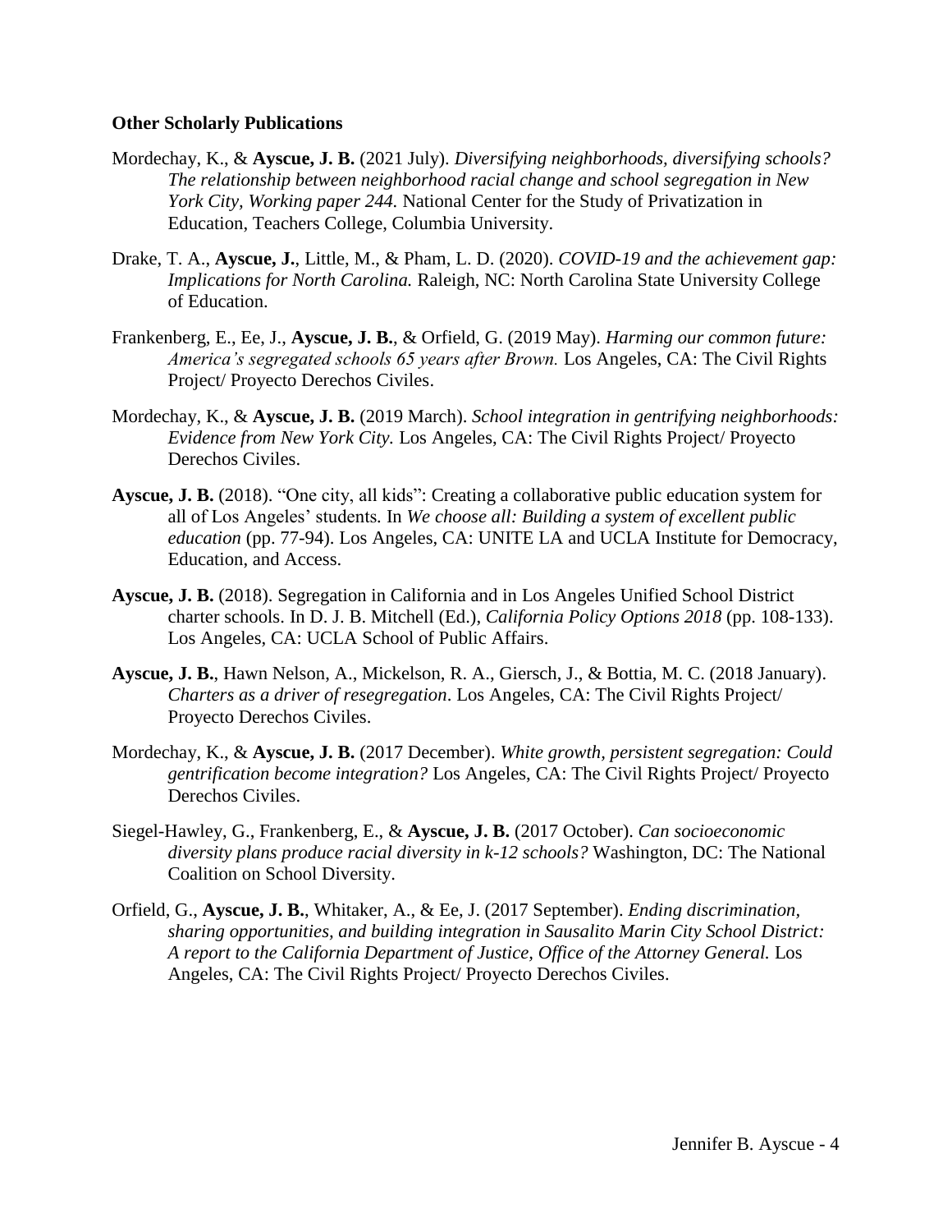**Other Scholarly Publications**

Mordechay, K., & **Ayscue, J. B.** (2021 July). *Diversifying neighborhoods, diversifying schools? The relationship between neighborhood racial change and school segregation in New York City, Working paper 244.* National Center for the Study of Privatization in Education, Teachers College, Columbia University.

Drake, T. A., **Ayscue, J.**, Little, M., & Pham, L. D. (2020). *COVID-19 and the achievement gap: Implications for North Carolina.* Raleigh, NC: North Carolina State University College of Education.

Frankenberg, E., Ee, J., **Ayscue, J. B.**, & Orfield, G. (2019 May). *Harming our common future: America's segregated schools 65 years after Brown.* Los Angeles, CA: The Civil Rights Project/ Proyecto Derechos Civiles.

Mordechay, K., & **Ayscue, J. B.** (2019 March). *School integration in gentrifying neighborhoods: Evidence from New York City.* Los Angeles, CA: The Civil Rights Project/ Proyecto Derechos Civiles.

**Ayscue, J. B.** (2018). "One city, all kids": Creating a collaborative public education system for all of Los Angeles' students. In *We choose all: Building a system of excellent public education* (pp. 77-94). Los Angeles, CA: UNITE LA and UCLA Institute for Democracy, Education, and Access.

**Ayscue, J. B.** (2018). Segregation in California and in Los Angeles Unified School District charter schools. In D. J. B. Mitchell (Ed.), *California Policy Options 2018* (pp. 108-133). Los Angeles, CA: UCLA School of Public Affairs.

**Ayscue, J. B.**, Hawn Nelson, A., Mickelson, R. A., Giersch, J., & Bottia, M. C. (2018 January). *Charters as a driver of resegregation*. Los Angeles, CA: The Civil Rights Project/ Proyecto Derechos Civiles.

Mordechay, K., & **Ayscue, J. B.** (2017 December). *White growth, persistent segregation: Could gentrification become integration?* Los Angeles, CA: The Civil Rights Project/ Proyecto Derechos Civiles.

Siegel-Hawley, G., Frankenberg, E., & **Ayscue, J. B.** (2017 October). *Can socioeconomic diversity plans produce racial diversity in k-12 schools?* Washington, DC: The National Coalition on School Diversity.

Orfield, G., **Ayscue, J. B.**, Whitaker, A., & Ee, J. (2017 September). *Ending discrimination, sharing opportunities, and building integration in Sausalito Marin City School District: A report to the California Department of Justice, Office of the Attorney General.* Los Angeles, CA: The Civil Rights Project/ Proyecto Derechos Civiles.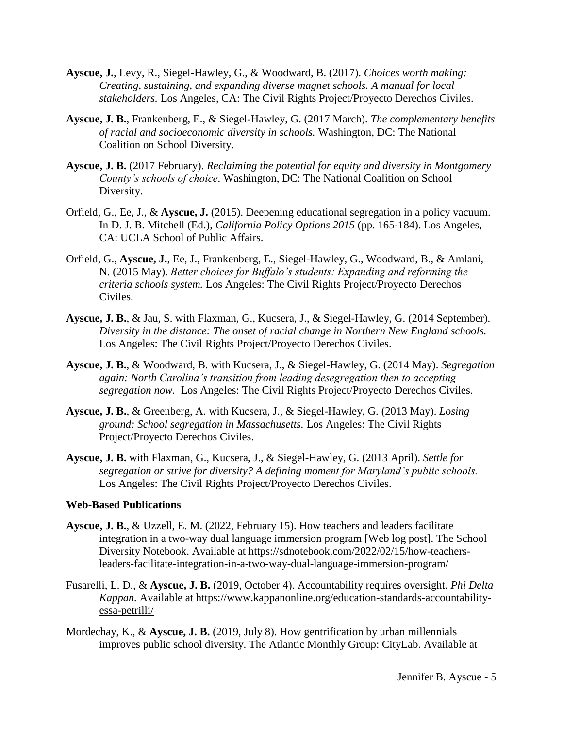**Ayscue, J.**, Levy, R., Siegel-Hawley, G., & Woodward, B. (2017). *Choices worth making: Creating, sustaining, and expanding diverse magnet schools. A manual for local stakeholders.* Los Angeles, CA: The Civil Rights Project/Proyecto Derechos Civiles.

**Ayscue, J. B.**, Frankenberg, E., & Siegel-Hawley, G. (2017 March). *The complementary benefits of racial and socioeconomic diversity in schools.* Washington, DC: The National Coalition on School Diversity.

**Ayscue, J. B.** (2017 February). *Reclaiming the potential for equity and diversity in Montgomery County's schools of choice*. Washington, DC: The National Coalition on School Diversity.

Orfield, G., Ee, J., & **Ayscue, J.** (2015). Deepening educational segregation in a policy vacuum. In D. J. B. Mitchell (Ed.), *California Policy Options 2015* (pp. 165-184). Los Angeles, CA: UCLA School of Public Affairs.

Orfield, G., **Ayscue, J.**, Ee, J., Frankenberg, E., Siegel-Hawley, G., Woodward, B., & Amlani, N. (2015 May). *Better choices for Buffalo's students: Expanding and reforming the criteria schools system.* Los Angeles: The Civil Rights Project/Proyecto Derechos Civiles.

**Ayscue, J. B.**, & Jau, S. with Flaxman, G., Kucsera, J., & Siegel-Hawley, G. (2014 September). *Diversity in the distance: The onset of racial change in Northern New England schools.* Los Angeles: The Civil Rights Project/Proyecto Derechos Civiles.

**Ayscue, J. B.**, & Woodward, B. with Kucsera, J., & Siegel-Hawley, G. (2014 May). *Segregation again: North Carolina's transition from leading desegregation then to accepting segregation now.* Los Angeles: The Civil Rights Project/Proyecto Derechos Civiles.

**Ayscue, J. B.**, & Greenberg, A. with Kucsera, J., & Siegel-Hawley, G. (2013 May). *Losing ground: School segregation in Massachusetts.* Los Angeles: The Civil Rights Project/Proyecto Derechos Civiles.

**Ayscue, J. B.** with Flaxman, G., Kucsera, J., & Siegel-Hawley, G. (2013 April). *Settle for segregation or strive for diversity? A defining moment for Maryland's public schools.* Los Angeles: The Civil Rights Project/Proyecto Derechos Civiles.

**Web-Based Publications**

**Ayscue, J. B.**, & Uzzell, E. M. (2022, February 15). How teachers and leaders facilitate integration in a two-way dual language immersion program [Web log post]. The School Diversity Notebook. Available at https://sdnotebook.com/2022/02/15/how-teachers-leaders-facilitate-integration-in-a-two-way-dual-language-immersion-program/

Fusarelli, L. D., & **Ayscue, J. B.** (2019, October 4). Accountability requires oversight. *Phi Delta Kappan.* Available at https://www.kappanonline.org/education-standards-accountability-essa-petrilli/

Mordechay, K., & **Ayscue, J. B.** (2019, July 8). How gentrification by urban millennials improves public school diversity. The Atlantic Monthly Group: CityLab. Available at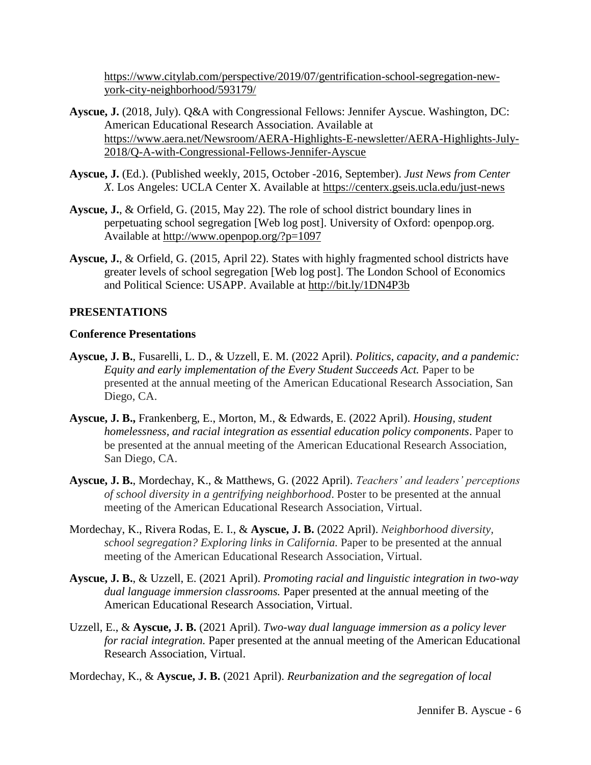https://www.citylab.com/perspective/2019/07/gentrification-school-segregation-new-york-city-neighborhood/593179/

**Ayscue, J.** (2018, July). Q&A with Congressional Fellows: Jennifer Ayscue. Washington, DC: American Educational Research Association. Available at https://www.aera.net/Newsroom/AERA-Highlights-E-newsletter/AERA-Highlights-July-2018/Q-A-with-Congressional-Fellows-Jennifer-Ayscue

**Ayscue, J.** (Ed.). (Published weekly, 2015, October -2016, September). *Just News from Center X*. Los Angeles: UCLA Center X. Available at https://centerx.gseis.ucla.edu/just-news

**Ayscue, J.**, & Orfield, G. (2015, May 22). The role of school district boundary lines in perpetuating school segregation [Web log post]. University of Oxford: openpop.org. Available at http://www.openpop.org/?p=1097

**Ayscue, J.**, & Orfield, G. (2015, April 22). States with highly fragmented school districts have greater levels of school segregation [Web log post]. The London School of Economics and Political Science: USAPP. Available at http://bit.ly/1DN4P3b

## PRESENTATIONS

### Conference Presentations

**Ayscue, J. B.**, Fusarelli, L. D., & Uzzell, E. M. (2022 April). *Politics, capacity, and a pandemic: Equity and early implementation of the Every Student Succeeds Act.* Paper to be presented at the annual meeting of the American Educational Research Association, San Diego, CA.

**Ayscue, J. B.,** Frankenberg, E., Morton, M., & Edwards, E. (2022 April). *Housing, student homelessness, and racial integration as essential education policy components*. Paper to be presented at the annual meeting of the American Educational Research Association, San Diego, CA.

**Ayscue, J. B.**, Mordechay, K., & Matthews, G. (2022 April). *Teachers' and leaders' perceptions of school diversity in a gentrifying neighborhood*. Poster to be presented at the annual meeting of the American Educational Research Association, Virtual.

Mordechay, K., Rivera Rodas, E. I., & **Ayscue, J. B.** (2022 April). *Neighborhood diversity, school segregation? Exploring links in California.* Paper to be presented at the annual meeting of the American Educational Research Association, Virtual.

**Ayscue, J. B.**, & Uzzell, E. (2021 April). *Promoting racial and linguistic integration in two-way dual language immersion classrooms.* Paper presented at the annual meeting of the American Educational Research Association, Virtual.

Uzzell, E., & **Ayscue, J. B.** (2021 April). *Two-way dual language immersion as a policy lever for racial integration.* Paper presented at the annual meeting of the American Educational Research Association, Virtual.

Mordechay, K., & **Ayscue, J. B.** (2021 April). *Reurbanization and the segregation of local*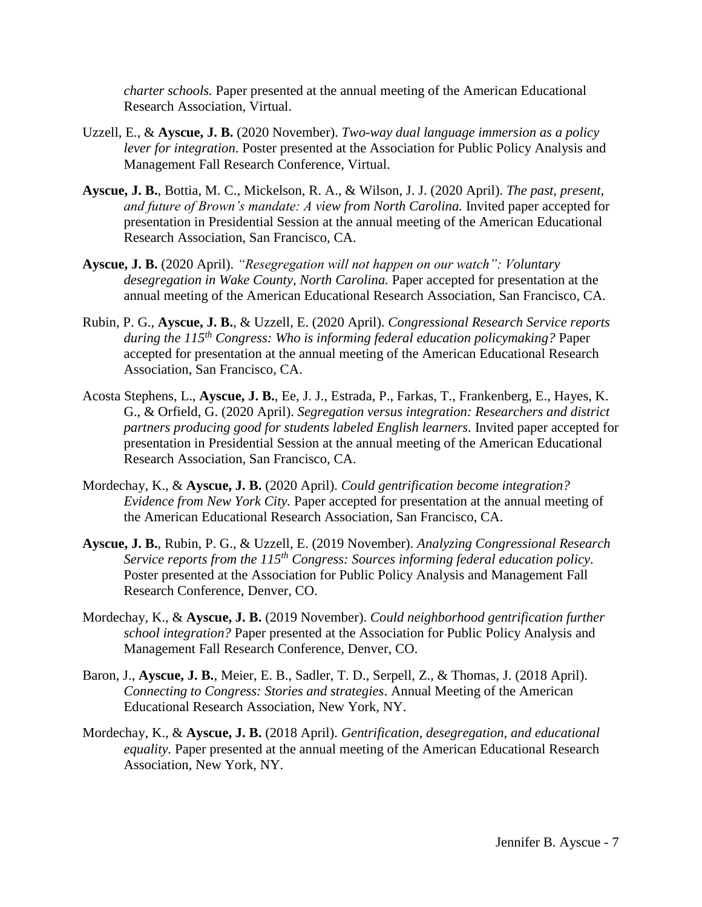*charter schools.* Paper presented at the annual meeting of the American Educational Research Association, Virtual.

Uzzell, E., & **Ayscue, J. B.** (2020 November). *Two-way dual language immersion as a policy lever for integration*. Poster presented at the Association for Public Policy Analysis and Management Fall Research Conference, Virtual.

**Ayscue, J. B.**, Bottia, M. C., Mickelson, R. A., & Wilson, J. J. (2020 April). *The past, present, and future of Brown's mandate: A view from North Carolina.* Invited paper accepted for presentation in Presidential Session at the annual meeting of the American Educational Research Association, San Francisco, CA.

**Ayscue, J. B.** (2020 April). *"Resegregation will not happen on our watch": Voluntary desegregation in Wake County, North Carolina.* Paper accepted for presentation at the annual meeting of the American Educational Research Association, San Francisco, CA.

Rubin, P. G., **Ayscue, J. B.**, & Uzzell, E. (2020 April). *Congressional Research Service reports during the 115th Congress: Who is informing federal education policymaking?* Paper accepted for presentation at the annual meeting of the American Educational Research Association, San Francisco, CA.

Acosta Stephens, L., **Ayscue, J. B.**, Ee, J. J., Estrada, P., Farkas, T., Frankenberg, E., Hayes, K. G., & Orfield, G. (2020 April). *Segregation versus integration: Researchers and district partners producing good for students labeled English learners.* Invited paper accepted for presentation in Presidential Session at the annual meeting of the American Educational Research Association, San Francisco, CA.

Mordechay, K., & **Ayscue, J. B.** (2020 April). *Could gentrification become integration? Evidence from New York City.* Paper accepted for presentation at the annual meeting of the American Educational Research Association, San Francisco, CA.

**Ayscue, J. B.**, Rubin, P. G., & Uzzell, E. (2019 November). *Analyzing Congressional Research Service reports from the 115th Congress: Sources informing federal education policy*. Poster presented at the Association for Public Policy Analysis and Management Fall Research Conference, Denver, CO.

Mordechay, K., & **Ayscue, J. B.** (2019 November). *Could neighborhood gentrification further school integration?* Paper presented at the Association for Public Policy Analysis and Management Fall Research Conference, Denver, CO.

Baron, J., **Ayscue, J. B.**, Meier, E. B., Sadler, T. D., Serpell, Z., & Thomas, J. (2018 April). *Connecting to Congress: Stories and strategies*. Annual Meeting of the American Educational Research Association, New York, NY.

Mordechay, K., & **Ayscue, J. B.** (2018 April). *Gentrification, desegregation, and educational equality.* Paper presented at the annual meeting of the American Educational Research Association, New York, NY.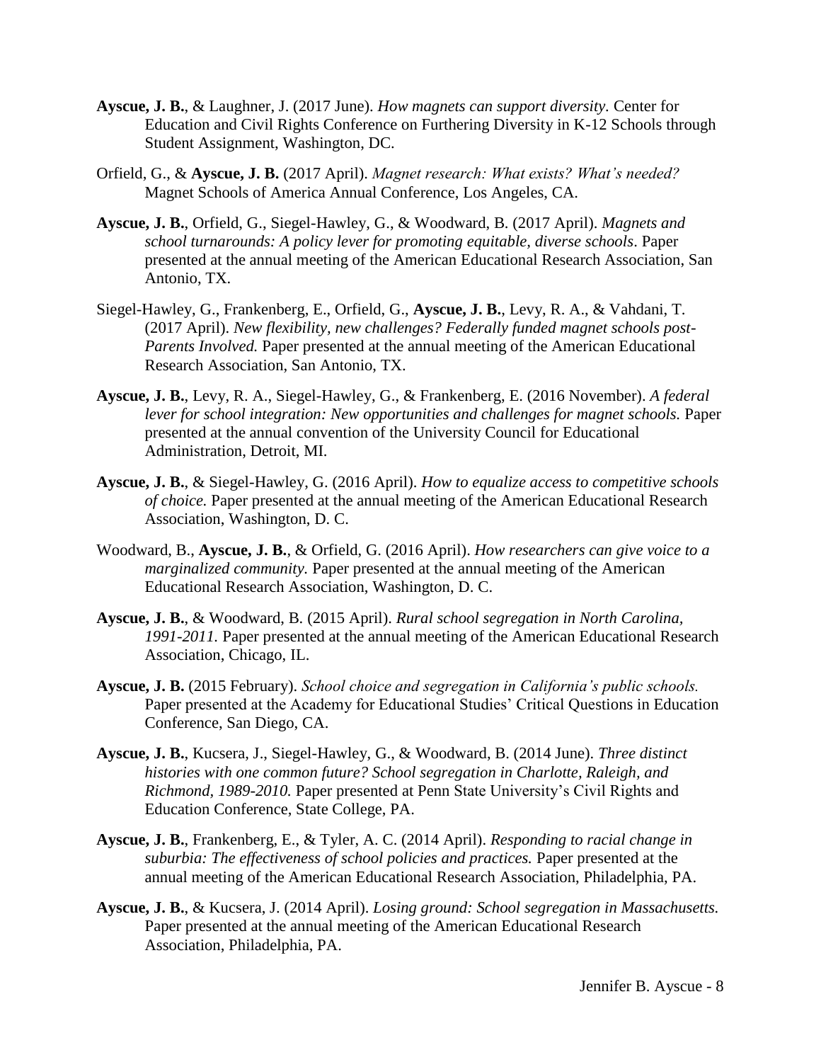**Ayscue, J. B.**, & Laughner, J. (2017 June). *How magnets can support diversity.* Center for Education and Civil Rights Conference on Furthering Diversity in K-12 Schools through Student Assignment, Washington, DC.

Orfield, G., & **Ayscue, J. B.** (2017 April). *Magnet research: What exists? What's needed?* Magnet Schools of America Annual Conference, Los Angeles, CA.

**Ayscue, J. B.**, Orfield, G., Siegel-Hawley, G., & Woodward, B. (2017 April). *Magnets and school turnarounds: A policy lever for promoting equitable, diverse schools*. Paper presented at the annual meeting of the American Educational Research Association, San Antonio, TX.

Siegel-Hawley, G., Frankenberg, E., Orfield, G., **Ayscue, J. B.**, Levy, R. A., & Vahdani, T. (2017 April). *New flexibility, new challenges? Federally funded magnet schools post-Parents Involved.* Paper presented at the annual meeting of the American Educational Research Association, San Antonio, TX.

**Ayscue, J. B.**, Levy, R. A., Siegel-Hawley, G., & Frankenberg, E. (2016 November). *A federal lever for school integration: New opportunities and challenges for magnet schools.* Paper presented at the annual convention of the University Council for Educational Administration, Detroit, MI.

**Ayscue, J. B.**, & Siegel-Hawley, G. (2016 April). *How to equalize access to competitive schools of choice.* Paper presented at the annual meeting of the American Educational Research Association, Washington, D. C.

Woodward, B., **Ayscue, J. B.**, & Orfield, G. (2016 April). *How researchers can give voice to a marginalized community.* Paper presented at the annual meeting of the American Educational Research Association, Washington, D. C.

**Ayscue, J. B.**, & Woodward, B. (2015 April). *Rural school segregation in North Carolina, 1991-2011.* Paper presented at the annual meeting of the American Educational Research Association, Chicago, IL.

**Ayscue, J. B.** (2015 February). *School choice and segregation in California's public schools.* Paper presented at the Academy for Educational Studies' Critical Questions in Education Conference, San Diego, CA.

**Ayscue, J. B.**, Kucsera, J., Siegel-Hawley, G., & Woodward, B. (2014 June). *Three distinct histories with one common future? School segregation in Charlotte, Raleigh, and Richmond, 1989-2010.* Paper presented at Penn State University's Civil Rights and Education Conference, State College, PA.

**Ayscue, J. B.**, Frankenberg, E., & Tyler, A. C. (2014 April). *Responding to racial change in suburbia: The effectiveness of school policies and practices.* Paper presented at the annual meeting of the American Educational Research Association, Philadelphia, PA.

**Ayscue, J. B.**, & Kucsera, J. (2014 April). *Losing ground: School segregation in Massachusetts.* Paper presented at the annual meeting of the American Educational Research Association, Philadelphia, PA.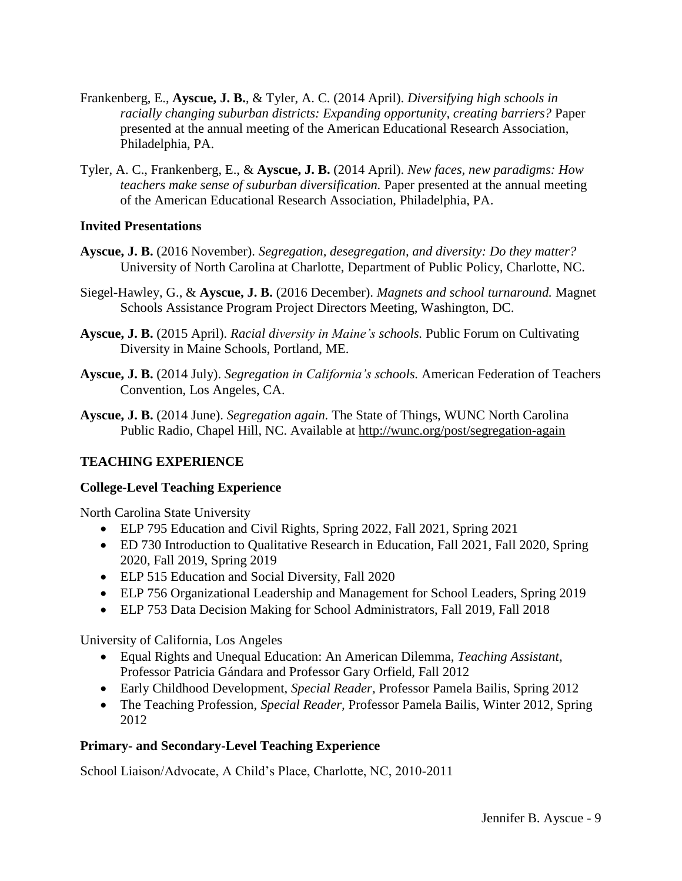Frankenberg, E., **Ayscue, J. B.**, & Tyler, A. C. (2014 April). *Diversifying high schools in racially changing suburban districts: Expanding opportunity, creating barriers?* Paper presented at the annual meeting of the American Educational Research Association, Philadelphia, PA.

Tyler, A. C., Frankenberg, E., & **Ayscue, J. B.** (2014 April). *New faces, new paradigms: How teachers make sense of suburban diversification.* Paper presented at the annual meeting of the American Educational Research Association, Philadelphia, PA.

### Invited Presentations

**Ayscue, J. B.** (2016 November). *Segregation, desegregation, and diversity: Do they matter?* University of North Carolina at Charlotte, Department of Public Policy, Charlotte, NC.

Siegel-Hawley, G., & **Ayscue, J. B.** (2016 December). *Magnets and school turnaround.* Magnet Schools Assistance Program Project Directors Meeting, Washington, DC.

**Ayscue, J. B.** (2015 April). *Racial diversity in Maine's schools.* Public Forum on Cultivating Diversity in Maine Schools, Portland, ME.

**Ayscue, J. B.** (2014 July). *Segregation in California's schools.* American Federation of Teachers Convention, Los Angeles, CA.

**Ayscue, J. B.** (2014 June). *Segregation again.* The State of Things, WUNC North Carolina Public Radio, Chapel Hill, NC. Available at http://wunc.org/post/segregation-again

## TEACHING EXPERIENCE

### College-Level Teaching Experience

North Carolina State University

- ELP 795 Education and Civil Rights, Spring 2022, Fall 2021, Spring 2021
- ED 730 Introduction to Qualitative Research in Education, Fall 2021, Fall 2020, Spring 2020, Fall 2019, Spring 2019
- ELP 515 Education and Social Diversity, Fall 2020
- ELP 756 Organizational Leadership and Management for School Leaders, Spring 2019
- ELP 753 Data Decision Making for School Administrators, Fall 2019, Fall 2018

University of California, Los Angeles

- Equal Rights and Unequal Education: An American Dilemma, *Teaching Assistant,* Professor Patricia Gándara and Professor Gary Orfield, Fall 2012
- Early Childhood Development, *Special Reader,* Professor Pamela Bailis, Spring 2012
- The Teaching Profession, *Special Reader,* Professor Pamela Bailis, Winter 2012, Spring 2012

### Primary- and Secondary-Level Teaching Experience

School Liaison/Advocate, A Child's Place, Charlotte, NC, 2010-2011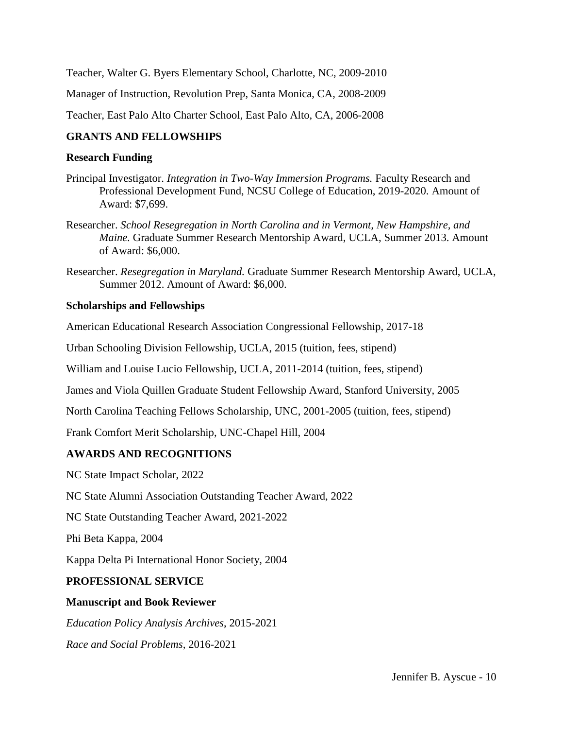Teacher, Walter G. Byers Elementary School, Charlotte, NC, 2009-2010

Manager of Instruction, Revolution Prep, Santa Monica, CA, 2008-2009

Teacher, East Palo Alto Charter School, East Palo Alto, CA, 2006-2008

## GRANTS AND FELLOWSHIPS

### Research Funding

Principal Investigator. *Integration in Two-Way Immersion Programs.* Faculty Research and Professional Development Fund, NCSU College of Education, 2019-2020. Amount of Award: $7,699.

Researcher. *School Resegregation in North Carolina and in Vermont, New Hampshire, and Maine.* Graduate Summer Research Mentorship Award, UCLA, Summer 2013. Amount of Award: $6,000.

Researcher. *Resegregation in Maryland.* Graduate Summer Research Mentorship Award, UCLA, Summer 2012. Amount of Award: $6,000.

### Scholarships and Fellowships

American Educational Research Association Congressional Fellowship, 2017-18

Urban Schooling Division Fellowship, UCLA, 2015 (tuition, fees, stipend)

William and Louise Lucio Fellowship, UCLA, 2011-2014 (tuition, fees, stipend)

James and Viola Quillen Graduate Student Fellowship Award, Stanford University, 2005

North Carolina Teaching Fellows Scholarship, UNC, 2001-2005 (tuition, fees, stipend)

Frank Comfort Merit Scholarship, UNC-Chapel Hill, 2004

## AWARDS AND RECOGNITIONS

NC State Impact Scholar, 2022

NC State Alumni Association Outstanding Teacher Award, 2022

NC State Outstanding Teacher Award, 2021-2022

Phi Beta Kappa, 2004

Kappa Delta Pi International Honor Society, 2004

## PROFESSIONAL SERVICE

### Manuscript and Book Reviewer

*Education Policy Analysis Archives*, 2015-2021

*Race and Social Problems*, 2016-2021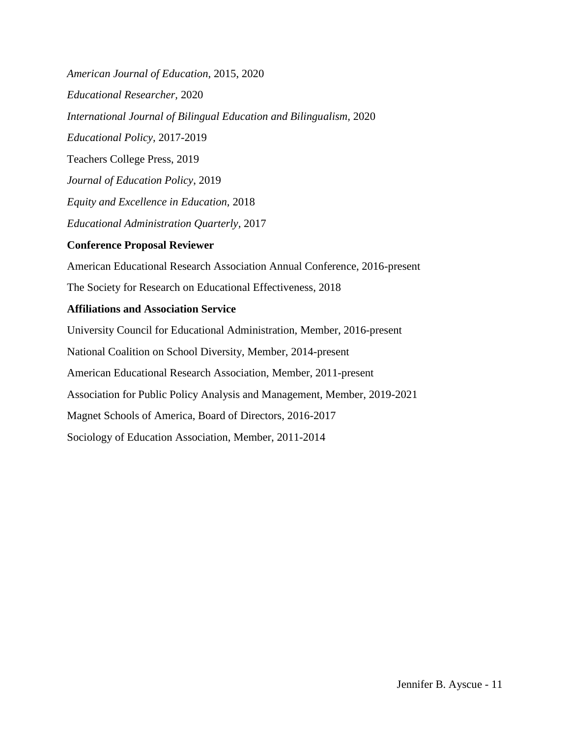*American Journal of Education*, 2015, 2020

*Educational Researcher,* 2020

*International Journal of Bilingual Education and Bilingualism,* 2020

*Educational Policy,* 2017-2019

Teachers College Press, 2019

*Journal of Education Policy*, 2019

*Equity and Excellence in Education*, 2018

*Educational Administration Quarterly*, 2017

**Conference Proposal Reviewer**

American Educational Research Association Annual Conference, 2016-present

The Society for Research on Educational Effectiveness, 2018

**Affiliations and Association Service**

University Council for Educational Administration, Member, 2016-present

National Coalition on School Diversity, Member, 2014-present

American Educational Research Association, Member, 2011-present

Association for Public Policy Analysis and Management, Member, 2019-2021

Magnet Schools of America, Board of Directors, 2016-2017

Sociology of Education Association, Member, 2011-2014